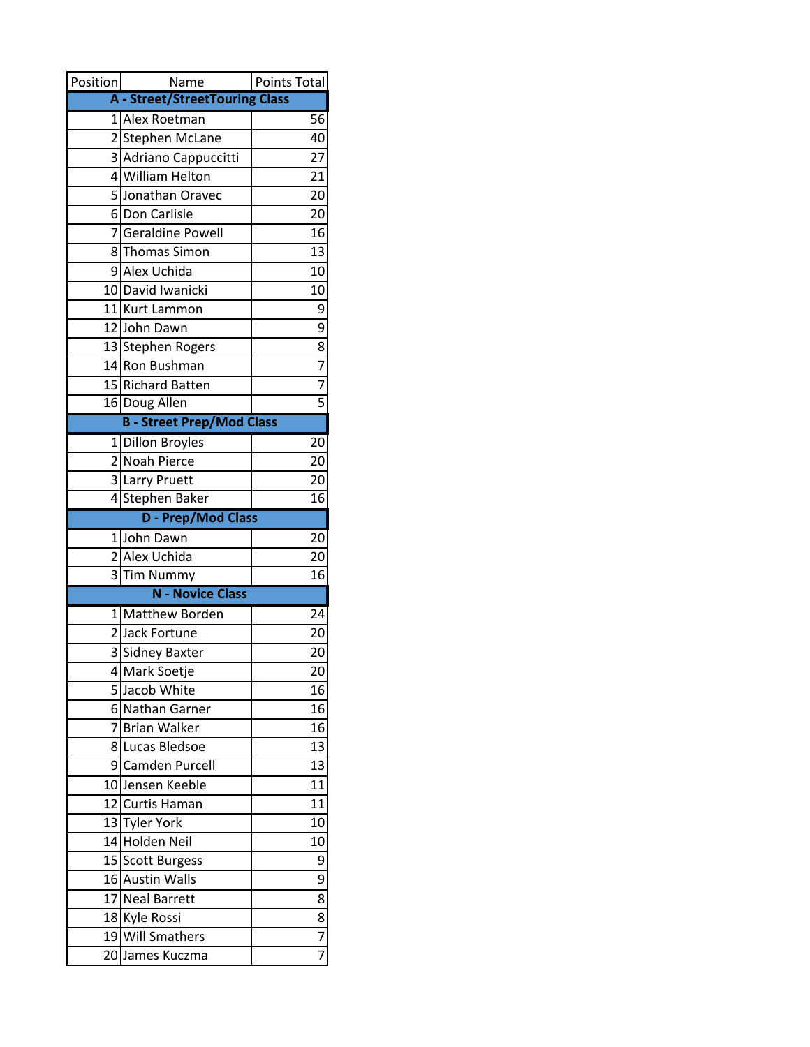| Position | Name | Points Total |
|---|---|---|
| **A - Street/StreetTouring Class** | | |
| 1 | Alex Roetman | 56 |
| 2 | Stephen McLane | 40 |
| 3 | Adriano Cappuccitti | 27 |
| 4 | William Helton | 21 |
| 5 | Jonathan Oravec | 20 |
| 6 | Don Carlisle | 20 |
| 7 | Geraldine Powell | 16 |
| 8 | Thomas Simon | 13 |
| 9 | Alex Uchida | 10 |
| 10 | David Iwanicki | 10 |
| 11 | Kurt Lammon | 9 |
| 12 | John Dawn | 9 |
| 13 | Stephen Rogers | 8 |
| 14 | Ron Bushman | 7 |
| 15 | Richard Batten | 7 |
| 16 | Doug Allen | 5 |
| **B - Street Prep/Mod Class** | | |
| 1 | Dillon Broyles | 20 |
| 2 | Noah Pierce | 20 |
| 3 | Larry Pruett | 20 |
| 4 | Stephen Baker | 16 |
| **D - Prep/Mod Class** | | |
| 1 | John Dawn | 20 |
| 2 | Alex Uchida | 20 |
| 3 | Tim Nummy | 16 |
| **N - Novice Class** | | |
| 1 | Matthew Borden | 24 |
| 2 | Jack Fortune | 20 |
| 3 | Sidney Baxter | 20 |
| 4 | Mark Soetje | 20 |
| 5 | Jacob White | 16 |
| 6 | Nathan Garner | 16 |
| 7 | Brian Walker | 16 |
| 8 | Lucas Bledsoe | 13 |
| 9 | Camden Purcell | 13 |
| 10 | Jensen Keeble | 11 |
| 12 | Curtis Haman | 11 |
| 13 | Tyler York | 10 |
| 14 | Holden Neil | 10 |
| 15 | Scott Burgess | 9 |
| 16 | Austin Walls | 9 |
| 17 | Neal Barrett | 8 |
| 18 | Kyle Rossi | 8 |
| 19 | Will Smathers | 7 |
| 20 | James Kuczma | 7 |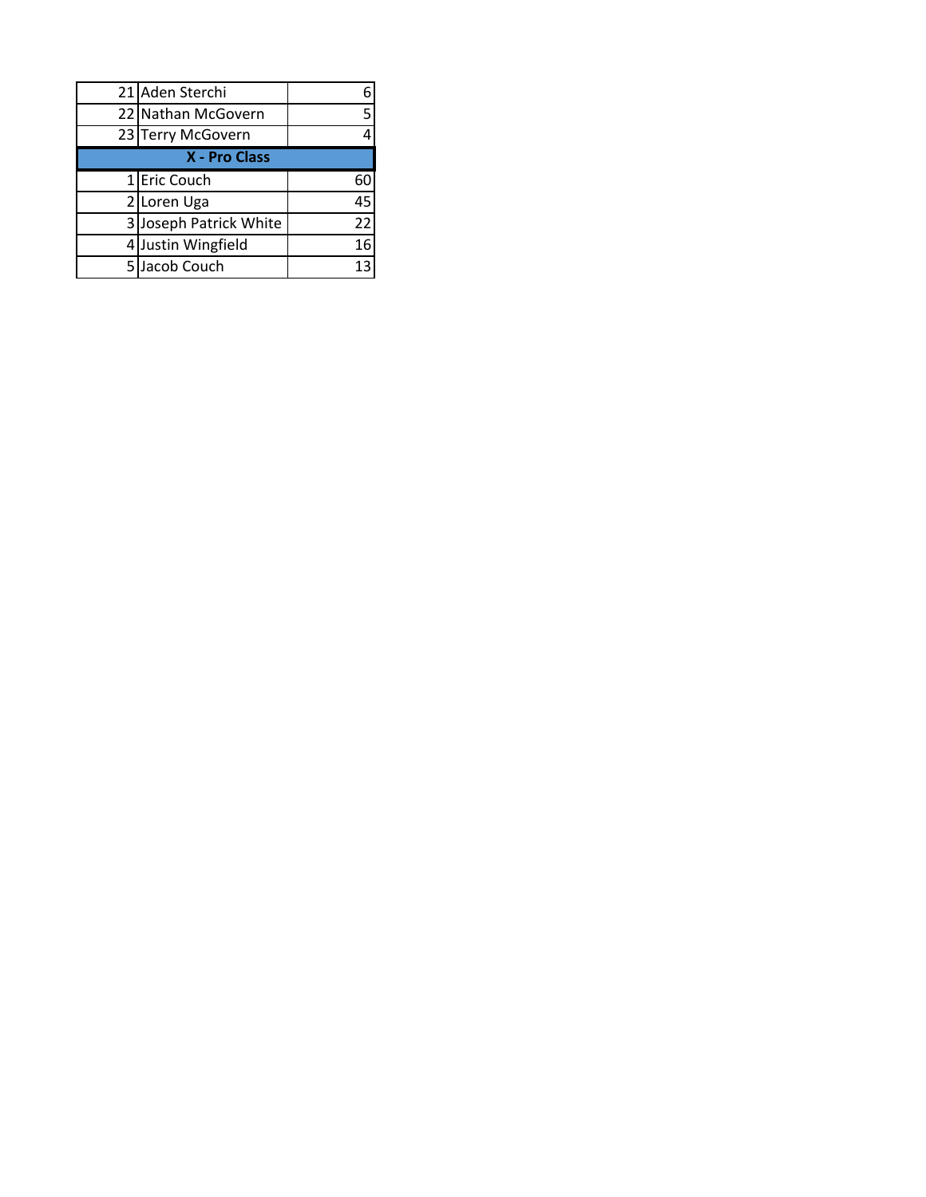| | | |
|---|---|---|
| 21 | Aden Sterchi | 6 |
| 22 | Nathan McGovern | 5 |
| 23 | Terry McGovern | 4 |
| **X - Pro Class** | | |
| 1 | Eric Couch | 60 |
| 2 | Loren Uga | 45 |
| 3 | Joseph Patrick White | 22 |
| 4 | Justin Wingfield | 16 |
| 5 | Jacob Couch | 13 |